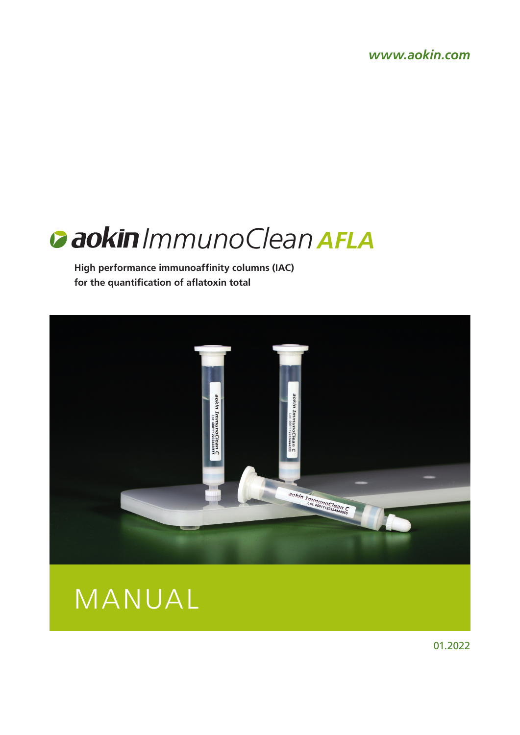www.aokin.com

# aokin ImmunoClean AFLA

**High performance immunoaffinity columns (IAC)**
**for the quantification of aflatoxin total**

# MANUAL

01.2022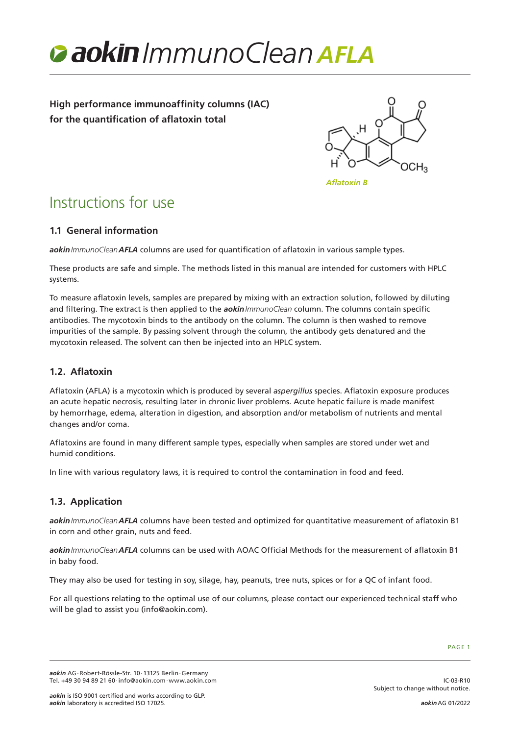# ***aokin*** *ImmunoClean* ***AFLA***

**High performance immunoaffinity columns (IAC) for the quantification of aflatoxin total**

*Aflatoxin B*

# Instructions for use

## 1.1 General information

***aokin*** *ImmunoClean* ***AFLA*** columns are used for quantification of aflatoxin in various sample types.

These products are safe and simple. The methods listed in this manual are intended for customers with HPLC systems.

To measure aflatoxin levels, samples are prepared by mixing with an extraction solution, followed by diluting and filtering. The extract is then applied to the ***aokin*** *ImmunoClean* column. The columns contain specific antibodies. The mycotoxin binds to the antibody on the column. The column is then washed to remove impurities of the sample. By passing solvent through the column, the antibody gets denatured and the mycotoxin released. The solvent can then be injected into an HPLC system.

## 1.2. Aflatoxin

Aflatoxin (AFLA) is a mycotoxin which is produced by several *aspergillus* species. Aflatoxin exposure produces an acute hepatic necrosis, resulting later in chronic liver problems. Acute hepatic failure is made manifest by hemorrhage, edema, alteration in digestion, and absorption and/or metabolism of nutrients and mental changes and/or coma.

Aflatoxins are found in many different sample types, especially when samples are stored under wet and humid conditions.

In line with various regulatory laws, it is required to control the contamination in food and feed.

## 1.3. Application

***aokin*** *ImmunoClean* ***AFLA*** columns have been tested and optimized for quantitative measurement of aflatoxin B1 in corn and other grain, nuts and feed.

***aokin*** *ImmunoClean* ***AFLA*** columns can be used with AOAC Official Methods for the measurement of aflatoxin B1 in baby food.

They may also be used for testing in soy, silage, hay, peanuts, tree nuts, spices or for a QC of infant food.

For all questions relating to the optimal use of our columns, please contact our experienced technical staff who will be glad to assist you (info@aokin.com).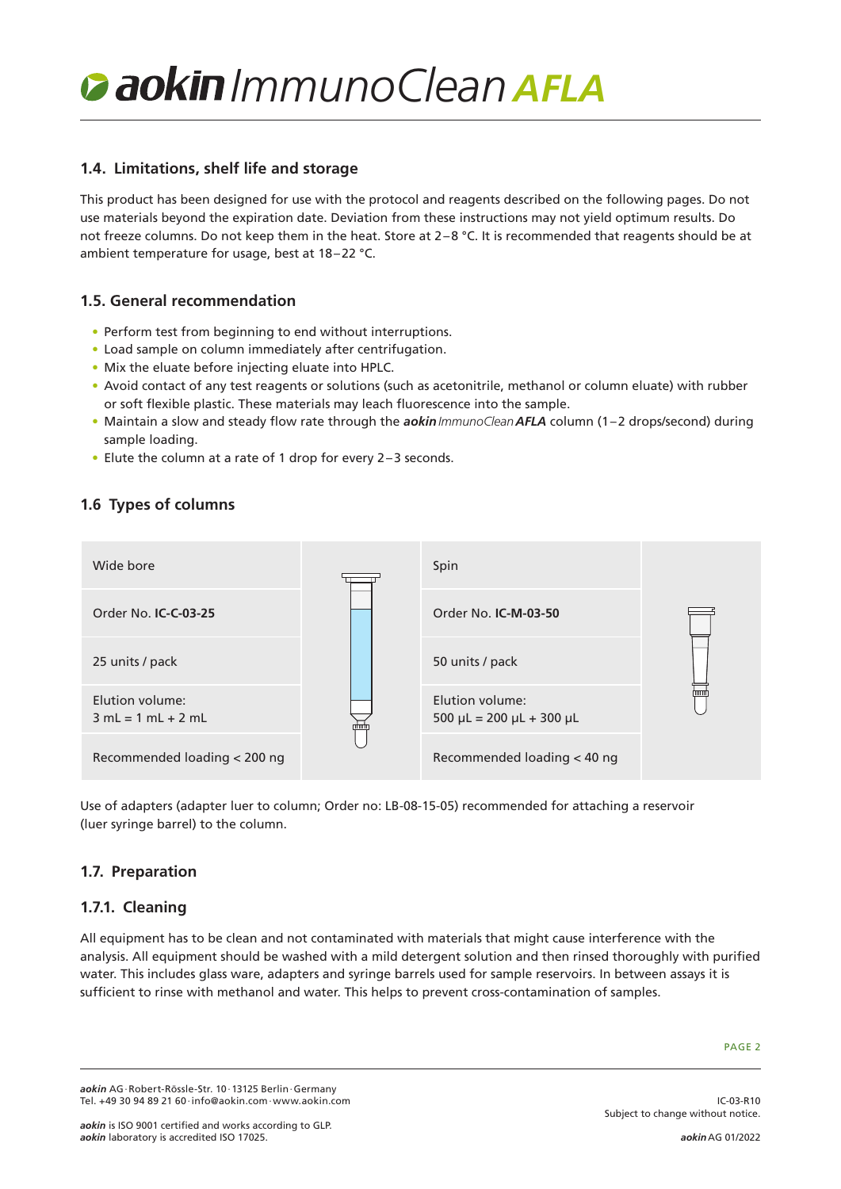# *aokin* ImmunoClean **AFLA**

## 1.4. Limitations, shelf life and storage

This product has been designed for use with the protocol and reagents described on the following pages. Do not use materials beyond the expiration date. Deviation from these instructions may not yield optimum results. Do not freeze columns. Do not keep them in the heat. Store at 2 – 8 °C. It is recommended that reagents should be at ambient temperature for usage, best at 18 – 22 °C.

## 1.5. General recommendation

- Perform test from beginning to end without interruptions.
- Load sample on column immediately after centrifugation.
- Mix the eluate before injecting eluate into HPLC.
- Avoid contact of any test reagents or solutions (such as acetonitrile, methanol or column eluate) with rubber or soft flexible plastic. These materials may leach fluorescence into the sample.
- Maintain a slow and steady flow rate through the ***aokin*** *ImmunoClean* ***AFLA*** column (1 – 2 drops/second) during sample loading.
- Elute the column at a rate of 1 drop for every 2 – 3 seconds.

## 1.6 Types of columns

| Wide bore | Spin |
|---|---|
| Order No. **IC-C-03-25** | Order No. **IC-M-03-50** |
| 25 units / pack | 50 units / pack |
| Elution volume: 3 mL = 1 mL + 2 mL | Elution volume: 500 µL = 200 µL + 300 µL |
| Recommended loading < 200 ng | Recommended loading < 40 ng |

Use of adapters (adapter luer to column; Order no: LB-08-15-05) recommended for attaching a reservoir (luer syringe barrel) to the column.

## 1.7. Preparation

### 1.7.1. Cleaning

All equipment has to be clean and not contaminated with materials that might cause interference with the analysis. All equipment should be washed with a mild detergent solution and then rinsed thoroughly with purified water. This includes glass ware, adapters and syringe barrels used for sample reservoirs. In between assays it is sufficient to rinse with methanol and water. This helps to prevent cross-contamination of samples.

***aokin*** AG · Robert-Rössle-Str. 10 · 13125 Berlin · Germany
Tel. +49 30 94 89 21 60 · info@aokin.com · www.aokin.com

***aokin*** is ISO 9001 certified and works according to GLP.
***aokin*** laboratory is accredited ISO 17025.

IC-03-R10
Subject to change without notice.

***aokin*** AG 01/2022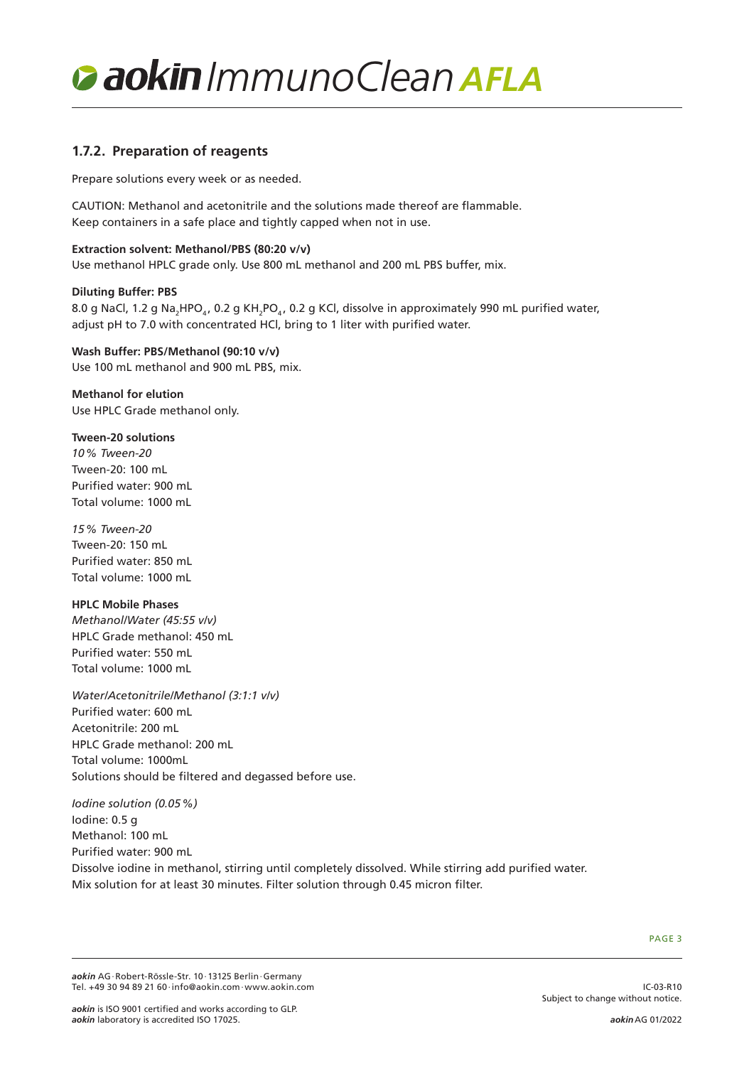### 1.7.2. Preparation of reagents

Prepare solutions every week or as needed.

CAUTION: Methanol and acetonitrile and the solutions made thereof are flammable.
Keep containers in a safe place and tightly capped when not in use.

**Extraction solvent: Methanol/PBS (80:20 v/v)**
Use methanol HPLC grade only. Use 800 mL methanol and 200 mL PBS buffer, mix.

**Diluting Buffer: PBS**
8.0 g NaCl, 1.2 g $Na_2HPO_4$, 0.2 g $KH_2PO_4$, 0.2 g KCl, dissolve in approximately 990 mL purified water, adjust pH to 7.0 with concentrated HCl, bring to 1 liter with purified water.

**Wash Buffer: PBS/Methanol (90:10 v/v)**
Use 100 mL methanol and 900 mL PBS, mix.

**Methanol for elution**
Use HPLC Grade methanol only.

**Tween-20 solutions**
*10% Tween-20*
Tween-20: 100 mL
Purified water: 900 mL
Total volume: 1000 mL

*15% Tween-20*
Tween-20: 150 mL
Purified water: 850 mL
Total volume: 1000 mL

**HPLC Mobile Phases**
*Methanol/Water (45:55 v/v)*
HPLC Grade methanol: 450 mL
Purified water: 550 mL
Total volume: 1000 mL

*Water/Acetonitrile/Methanol (3:1:1 v/v)*
Purified water: 600 mL
Acetonitrile: 200 mL
HPLC Grade methanol: 200 mL
Total volume: 1000mL
Solutions should be filtered and degassed before use.

*Iodine solution (0.05%)*
Iodine: 0.5 g
Methanol: 100 mL
Purified water: 900 mL
Dissolve iodine in methanol, stirring until completely dissolved. While stirring add purified water.
Mix solution for at least 30 minutes. Filter solution through 0.45 micron filter.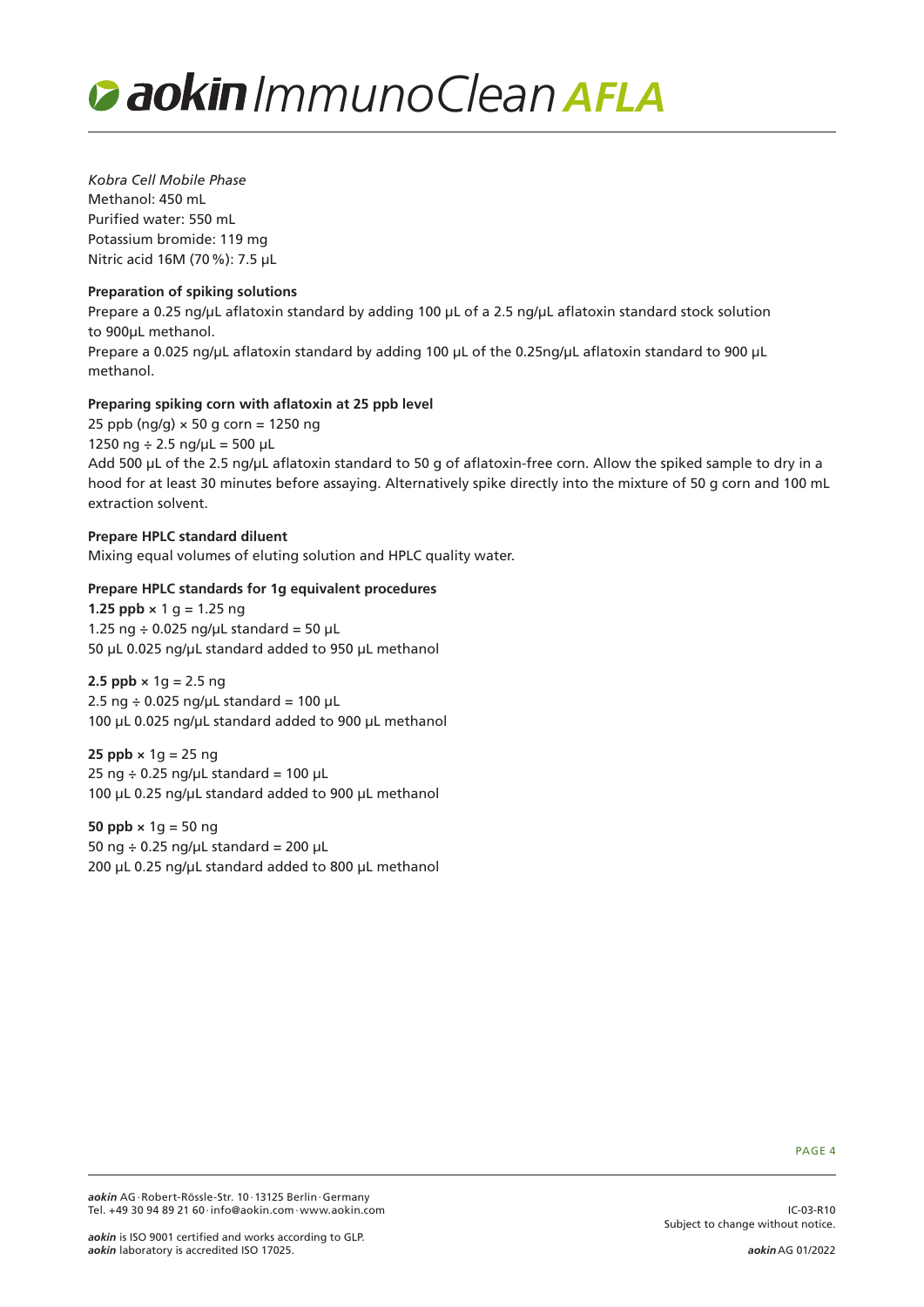*Kobra Cell Mobile Phase*
Methanol: 450 mL
Purified water: 550 mL
Potassium bromide: 119 mg
Nitric acid 16M (70 %): 7.5 µL

**Preparation of spiking solutions**

Prepare a 0.25 ng/µL aflatoxin standard by adding 100 µL of a 2.5 ng/µL aflatoxin standard stock solution to 900µL methanol.
Prepare a 0.025 ng/µL aflatoxin standard by adding 100 µL of the 0.25ng/µL aflatoxin standard to 900 µL methanol.

**Preparing spiking corn with aflatoxin at 25 ppb level**

25 ppb (ng/g) × 50 g corn = 1250 ng
1250 ng ÷ 2.5 ng/µL = 500 µL
Add 500 µL of the 2.5 ng/µL aflatoxin standard to 50 g of aflatoxin-free corn. Allow the spiked sample to dry in a hood for at least 30 minutes before assaying. Alternatively spike directly into the mixture of 50 g corn and 100 mL extraction solvent.

**Prepare HPLC standard diluent**

Mixing equal volumes of eluting solution and HPLC quality water.

**Prepare HPLC standards for 1g equivalent procedures**

**1.25 ppb** × 1 g = 1.25 ng
1.25 ng ÷ 0.025 ng/µL standard = 50 µL
50 µL 0.025 ng/µL standard added to 950 µL methanol

**2.5 ppb** × 1g = 2.5 ng
2.5 ng ÷ 0.025 ng/µL standard = 100 µL
100 µL 0.025 ng/µL standard added to 900 µL methanol

**25 ppb** × 1g = 25 ng
25 ng ÷ 0.25 ng/µL standard = 100 µL
100 µL 0.25 ng/µL standard added to 900 µL methanol

**50 ppb** × 1g = 50 ng
50 ng ÷ 0.25 ng/µL standard = 200 µL
200 µL 0.25 ng/µL standard added to 800 µL methanol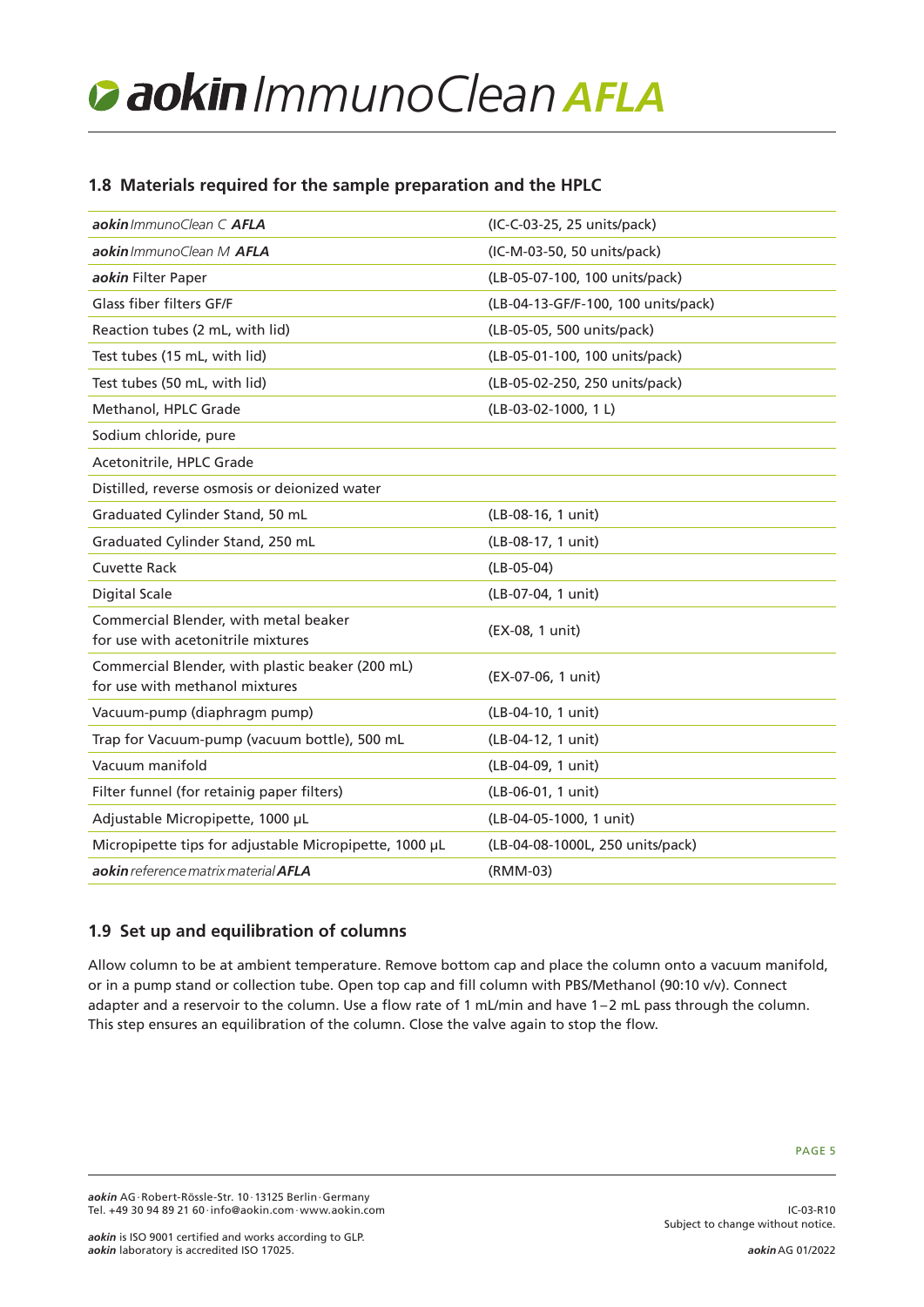## 1.8 Materials required for the sample preparation and the HPLC

| | |
|---|---|
| ***aokin*** *ImmunoClean C* ***AFLA*** | (IC-C-03-25, 25 units/pack) |
| ***aokin*** *ImmunoClean M* ***AFLA*** | (IC-M-03-50, 50 units/pack) |
| ***aokin*** Filter Paper | (LB-05-07-100, 100 units/pack) |
| Glass fiber filters GF/F | (LB-04-13-GF/F-100, 100 units/pack) |
| Reaction tubes (2 mL, with lid) | (LB-05-05, 500 units/pack) |
| Test tubes (15 mL, with lid) | (LB-05-01-100, 100 units/pack) |
| Test tubes (50 mL, with lid) | (LB-05-02-250, 250 units/pack) |
| Methanol, HPLC Grade | (LB-03-02-1000, 1 L) |
| Sodium chloride, pure | |
| Acetonitrile, HPLC Grade | |
| Distilled, reverse osmosis or deionized water | |
| Graduated Cylinder Stand, 50 mL | (LB-08-16, 1 unit) |
| Graduated Cylinder Stand, 250 mL | (LB-08-17, 1 unit) |
| Cuvette Rack | (LB-05-04) |
| Digital Scale | (LB-07-04, 1 unit) |
| Commercial Blender, with metal beaker for use with acetonitrile mixtures | (EX-08, 1 unit) |
| Commercial Blender, with plastic beaker (200 mL) for use with methanol mixtures | (EX-07-06, 1 unit) |
| Vacuum-pump (diaphragm pump) | (LB-04-10, 1 unit) |
| Trap for Vacuum-pump (vacuum bottle), 500 mL | (LB-04-12, 1 unit) |
| Vacuum manifold | (LB-04-09, 1 unit) |
| Filter funnel (for retainig paper filters) | (LB-06-01, 1 unit) |
| Adjustable Micropipette, 1000 µL | (LB-04-05-1000, 1 unit) |
| Micropipette tips for adjustable Micropipette, 1000 µL | (LB-04-08-1000L, 250 units/pack) |
| ***aokin*** *reference matrix material* ***AFLA*** | (RMM-03) |

## 1.9 Set up and equilibration of columns

Allow column to be at ambient temperature. Remove bottom cap and place the column onto a vacuum manifold, or in a pump stand or collection tube. Open top cap and fill column with PBS/Methanol (90:10 v/v). Connect adapter and a reservoir to the column. Use a flow rate of 1 mL/min and have 1–2 mL pass through the column. This step ensures an equilibration of the column. Close the valve again to stop the flow.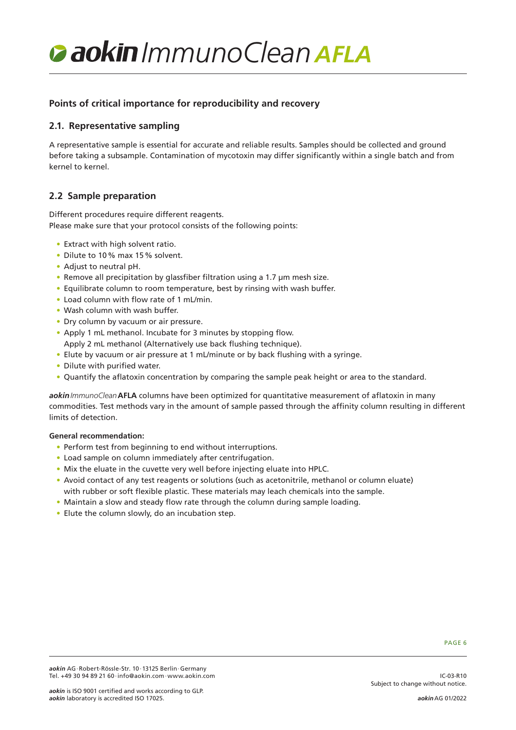## Points of critical importance for reproducibility and recovery

### 2.1. Representative sampling

A representative sample is essential for accurate and reliable results. Samples should be collected and ground before taking a subsample. Contamination of mycotoxin may differ significantly within a single batch and from kernel to kernel.

### 2.2 Sample preparation

Different procedures require different reagents.
Please make sure that your protocol consists of the following points:

- Extract with high solvent ratio.
- Dilute to 10 % max 15 % solvent.
- Adjust to neutral pH.
- Remove all precipitation by glassfiber filtration using a 1.7 µm mesh size.
- Equilibrate column to room temperature, best by rinsing with wash buffer.
- Load column with flow rate of 1 mL/min.
- Wash column with wash buffer.
- Dry column by vacuum or air pressure.
- Apply 1 mL methanol. Incubate for 3 minutes by stopping flow.
  Apply 2 mL methanol (Alternatively use back flushing technique).
- Elute by vacuum or air pressure at 1 mL/minute or by back flushing with a syringe.
- Dilute with purified water.
- Quantify the aflatoxin concentration by comparing the sample peak height or area to the standard.

***aokin*** *ImmunoClean* **AFLA** columns have been optimized for quantitative measurement of aflatoxin in many commodities. Test methods vary in the amount of sample passed through the affinity column resulting in different limits of detection.

**General recommendation:**

- Perform test from beginning to end without interruptions.
- Load sample on column immediately after centrifugation.
- Mix the eluate in the cuvette very well before injecting eluate into HPLC.
- Avoid contact of any test reagents or solutions (such as acetonitrile, methanol or column eluate) with rubber or soft flexible plastic. These materials may leach chemicals into the sample.
- Maintain a slow and steady flow rate through the column during sample loading.
- Elute the column slowly, do an incubation step.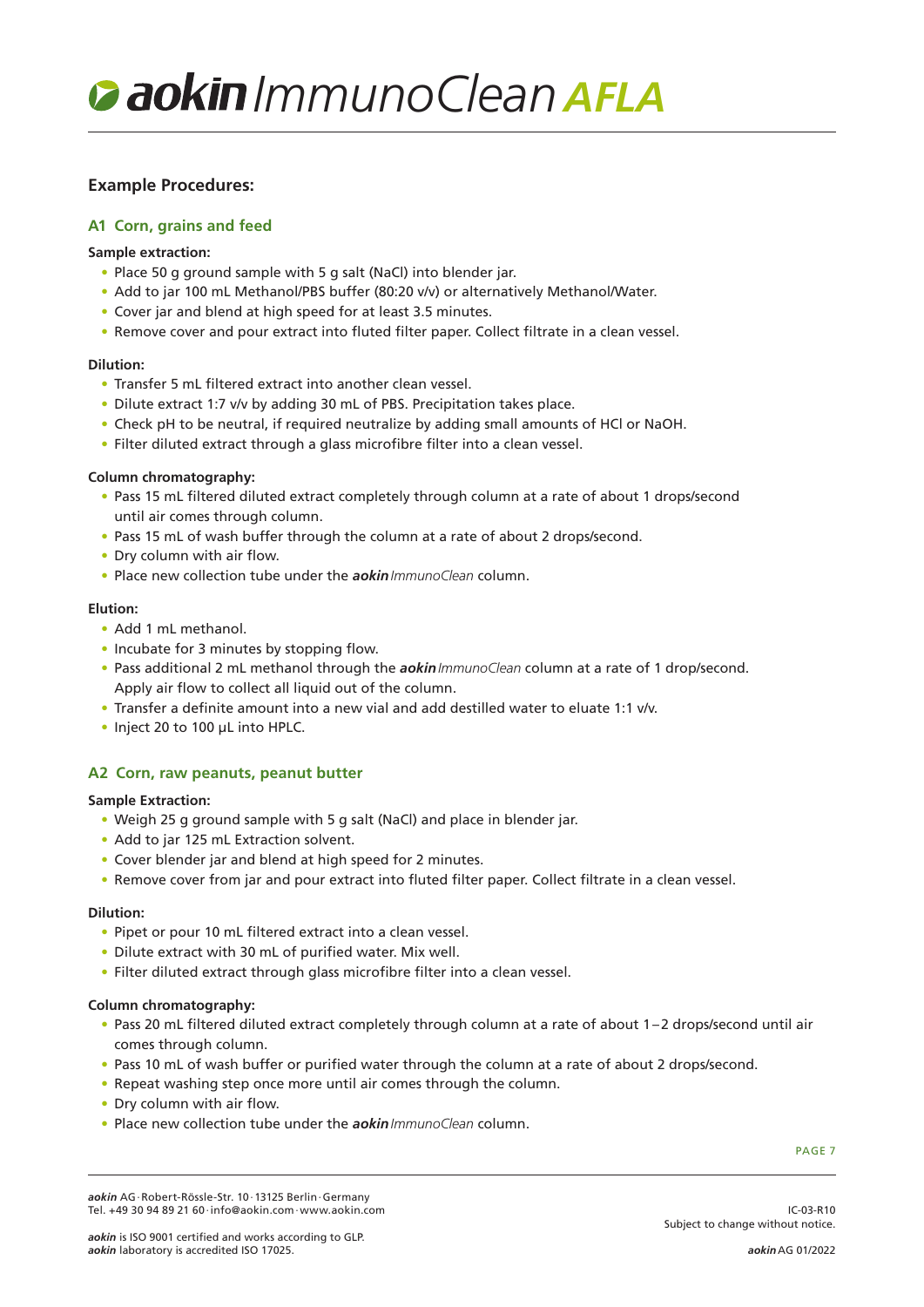# *aokin* ImmunoClean **AFLA**

## Example Procedures:

### A1 Corn, grains and feed

**Sample extraction:**

- Place 50 g ground sample with 5 g salt (NaCl) into blender jar.
- Add to jar 100 mL Methanol/PBS buffer (80:20 v/v) or alternatively Methanol/Water.
- Cover jar and blend at high speed for at least 3.5 minutes.
- Remove cover and pour extract into fluted filter paper. Collect filtrate in a clean vessel.

**Dilution:**

- Transfer 5 mL filtered extract into another clean vessel.
- Dilute extract 1:7 v/v by adding 30 mL of PBS. Precipitation takes place.
- Check pH to be neutral, if required neutralize by adding small amounts of HCl or NaOH.
- Filter diluted extract through a glass microfibre filter into a clean vessel.

**Column chromatography:**

- Pass 15 mL filtered diluted extract completely through column at a rate of about 1 drops/second until air comes through column.
- Pass 15 mL of wash buffer through the column at a rate of about 2 drops/second.
- Dry column with air flow.
- Place new collection tube under the ***aokin*** *ImmunoClean* column.

**Elution:**

- Add 1 mL methanol.
- Incubate for 3 minutes by stopping flow.
- Pass additional 2 mL methanol through the ***aokin*** *ImmunoClean* column at a rate of 1 drop/second. Apply air flow to collect all liquid out of the column.
- Transfer a definite amount into a new vial and add destilled water to eluate 1:1 v/v.
- Inject 20 to 100 µL into HPLC.

### A2 Corn, raw peanuts, peanut butter

**Sample Extraction:**

- Weigh 25 g ground sample with 5 g salt (NaCl) and place in blender jar.
- Add to jar 125 mL Extraction solvent.
- Cover blender jar and blend at high speed for 2 minutes.
- Remove cover from jar and pour extract into fluted filter paper. Collect filtrate in a clean vessel.

**Dilution:**

- Pipet or pour 10 mL filtered extract into a clean vessel.
- Dilute extract with 30 mL of purified water. Mix well.
- Filter diluted extract through glass microfibre filter into a clean vessel.

**Column chromatography:**

- Pass 20 mL filtered diluted extract completely through column at a rate of about 1–2 drops/second until air comes through column.
- Pass 10 mL of wash buffer or purified water through the column at a rate of about 2 drops/second.
- Repeat washing step once more until air comes through the column.
- Dry column with air flow.
- Place new collection tube under the ***aokin*** *ImmunoClean* column.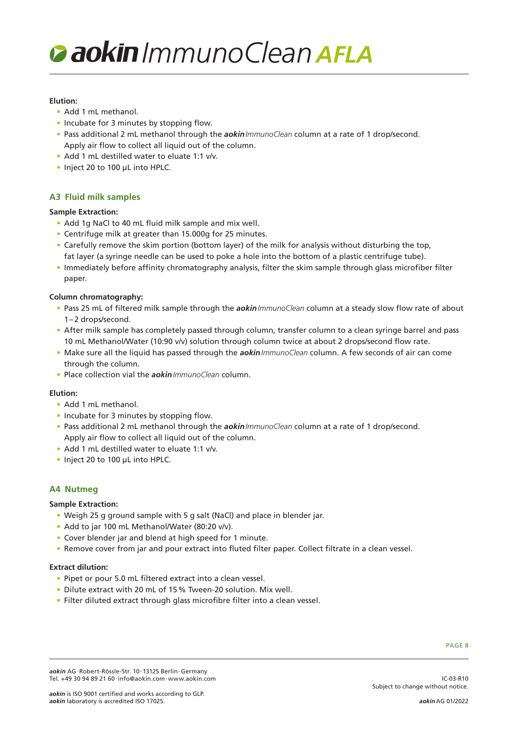**Elution:**

- Add 1 mL methanol.
- Incubate for 3 minutes by stopping flow.
- Pass additional 2 mL methanol through the ***aokin*** *ImmunoClean* column at a rate of 1 drop/second. Apply air flow to collect all liquid out of the column.
- Add 1 mL destilled water to eluate 1:1 v/v.
- Inject 20 to 100 µL into HPLC.

## A3 Fluid milk samples

**Sample Extraction:**

- Add 1g NaCl to 40 mL fluid milk sample and mix well.
- Centrifuge milk at greater than 15.000g for 25 minutes.
- Carefully remove the skim portion (bottom layer) of the milk for analysis without disturbing the top, fat layer (a syringe needle can be used to poke a hole into the bottom of a plastic centrifuge tube).
- Immediately before affinity chromatography analysis, filter the skim sample through glass microfiber filter paper.

**Column chromatography:**

- Pass 25 mL of filtered milk sample through the ***aokin*** *ImmunoClean* column at a steady slow flow rate of about 1–2 drops/second.
- After milk sample has completely passed through column, transfer column to a clean syringe barrel and pass 10 mL Methanol/Water (10:90 v/v) solution through column twice at about 2 drops/second flow rate.
- Make sure all the liquid has passed through the ***aokin*** *ImmunoClean* column. A few seconds of air can come through the column.
- Place collection vial the ***aokin*** *ImmunoClean* column.

**Elution:**

- Add 1 mL methanol.
- Incubate for 3 minutes by stopping flow.
- Pass additional 2 mL methanol through the ***aokin*** *ImmunoClean* column at a rate of 1 drop/second. Apply air flow to collect all liquid out of the column.
- Add 1 mL destilled water to eluate 1:1 v/v.
- Inject 20 to 100 µL into HPLC.

## A4 Nutmeg

**Sample Extraction:**

- Weigh 25 g ground sample with 5 g salt (NaCl) and place in blender jar.
- Add to jar 100 mL Methanol/Water (80:20 v/v).
- Cover blender jar and blend at high speed for 1 minute.
- Remove cover from jar and pour extract into fluted filter paper. Collect filtrate in a clean vessel.

**Extract dilution:**

- Pipet or pour 5.0 mL filtered extract into a clean vessel.
- Dilute extract with 20 mL of 15 % Tween-20 solution. Mix well.
- Filter diluted extract through glass microfibre filter into a clean vessel.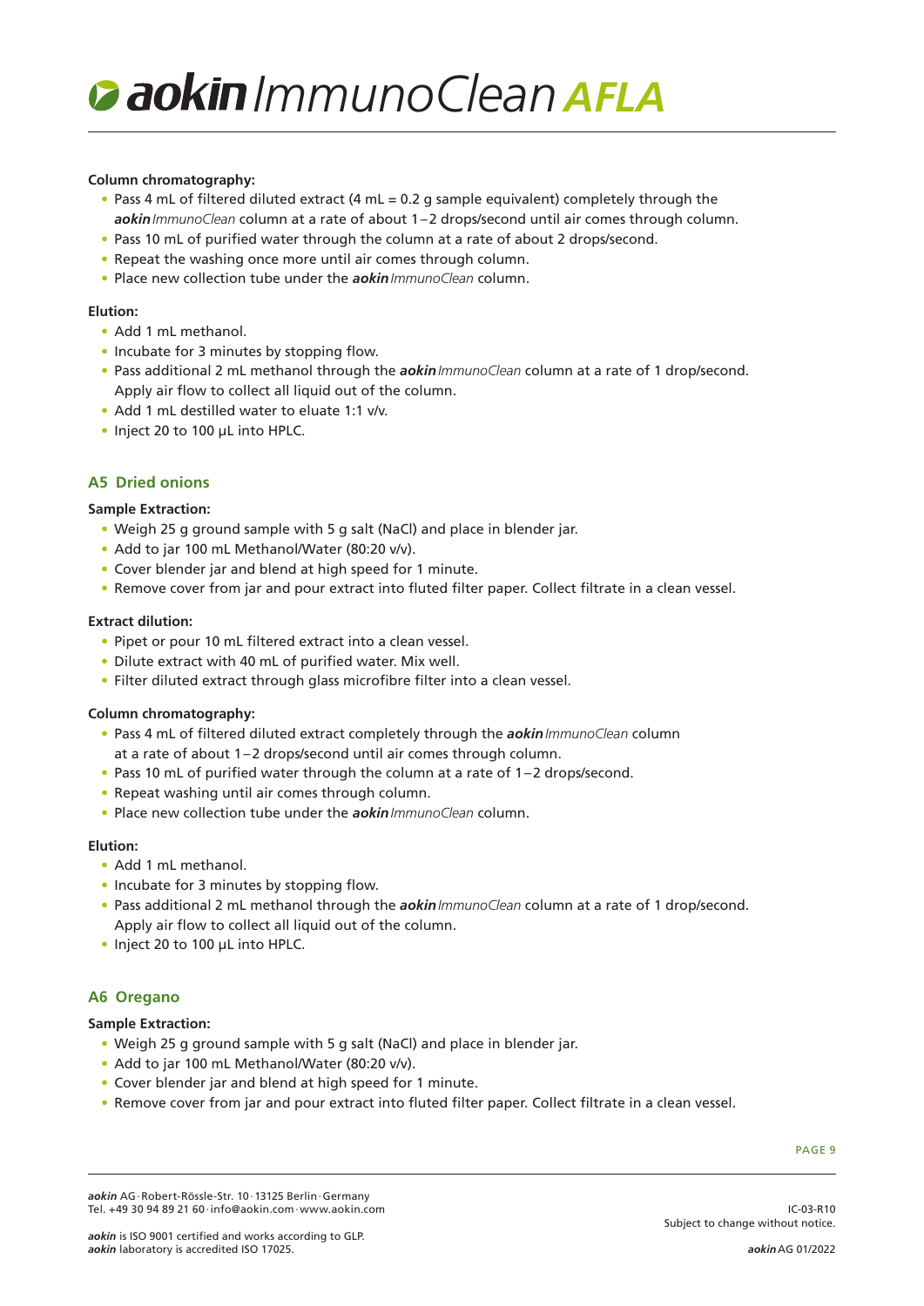**Column chromatography:**

- Pass 4 mL of filtered diluted extract (4 mL = 0.2 g sample equivalent) completely through the ***aokin*** *ImmunoClean* column at a rate of about 1 – 2 drops/second until air comes through column.
- Pass 10 mL of purified water through the column at a rate of about 2 drops/second.
- Repeat the washing once more until air comes through column.
- Place new collection tube under the ***aokin*** *ImmunoClean* column.

**Elution:**

- Add 1 mL methanol.
- Incubate for 3 minutes by stopping flow.
- Pass additional 2 mL methanol through the ***aokin*** *ImmunoClean* column at a rate of 1 drop/second. Apply air flow to collect all liquid out of the column.
- Add 1 mL destilled water to eluate 1:1 v/v.
- Inject 20 to 100 µL into HPLC.

## A5 Dried onions

**Sample Extraction:**

- Weigh 25 g ground sample with 5 g salt (NaCl) and place in blender jar.
- Add to jar 100 mL Methanol/Water (80:20 v/v).
- Cover blender jar and blend at high speed for 1 minute.
- Remove cover from jar and pour extract into fluted filter paper. Collect filtrate in a clean vessel.

**Extract dilution:**

- Pipet or pour 10 mL filtered extract into a clean vessel.
- Dilute extract with 40 mL of purified water. Mix well.
- Filter diluted extract through glass microfibre filter into a clean vessel.

**Column chromatography:**

- Pass 4 mL of filtered diluted extract completely through the ***aokin*** *ImmunoClean* column at a rate of about 1 – 2 drops/second until air comes through column.
- Pass 10 mL of purified water through the column at a rate of 1 – 2 drops/second.
- Repeat washing until air comes through column.
- Place new collection tube under the ***aokin*** *ImmunoClean* column.

**Elution:**

- Add 1 mL methanol.
- Incubate for 3 minutes by stopping flow.
- Pass additional 2 mL methanol through the ***aokin*** *ImmunoClean* column at a rate of 1 drop/second. Apply air flow to collect all liquid out of the column.
- Inject 20 to 100 µL into HPLC.

## A6 Oregano

**Sample Extraction:**

- Weigh 25 g ground sample with 5 g salt (NaCl) and place in blender jar.
- Add to jar 100 mL Methanol/Water (80:20 v/v).
- Cover blender jar and blend at high speed for 1 minute.
- Remove cover from jar and pour extract into fluted filter paper. Collect filtrate in a clean vessel.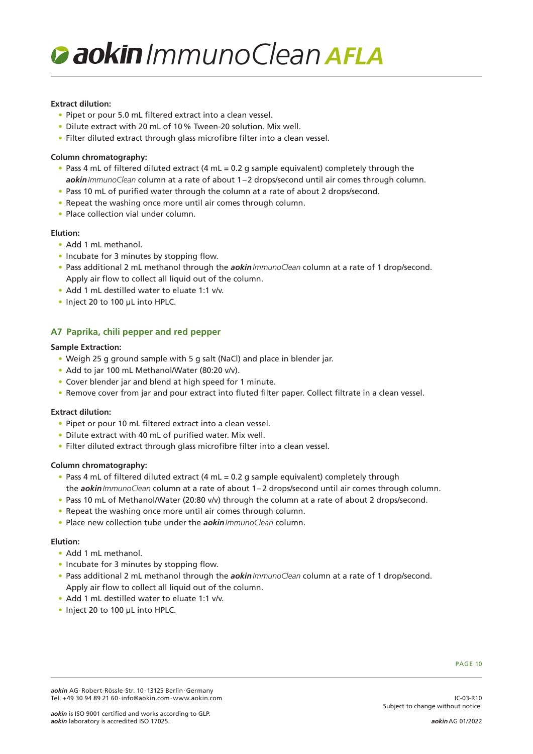**Extract dilution:**

- Pipet or pour 5.0 mL filtered extract into a clean vessel.
- Dilute extract with 20 mL of 10 % Tween-20 solution. Mix well.
- Filter diluted extract through glass microfibre filter into a clean vessel.

**Column chromatography:**

- Pass 4 mL of filtered diluted extract (4 mL = 0.2 g sample equivalent) completely through the ***aokin*** *ImmunoClean* column at a rate of about 1 – 2 drops/second until air comes through column.
- Pass 10 mL of purified water through the column at a rate of about 2 drops/second.
- Repeat the washing once more until air comes through column.
- Place collection vial under column.

**Elution:**

- Add 1 mL methanol.
- Incubate for 3 minutes by stopping flow.
- Pass additional 2 mL methanol through the ***aokin*** *ImmunoClean* column at a rate of 1 drop/second. Apply air flow to collect all liquid out of the column.
- Add 1 mL destilled water to eluate 1:1 v/v.
- Inject 20 to 100 µL into HPLC.

## A7 Paprika, chili pepper and red pepper

**Sample Extraction:**

- Weigh 25 g ground sample with 5 g salt (NaCl) and place in blender jar.
- Add to jar 100 mL Methanol/Water (80:20 v/v).
- Cover blender jar and blend at high speed for 1 minute.
- Remove cover from jar and pour extract into fluted filter paper. Collect filtrate in a clean vessel.

**Extract dilution:**

- Pipet or pour 10 mL filtered extract into a clean vessel.
- Dilute extract with 40 mL of purified water. Mix well.
- Filter diluted extract through glass microfibre filter into a clean vessel.

**Column chromatography:**

- Pass 4 mL of filtered diluted extract (4 mL = 0.2 g sample equivalent) completely through the ***aokin*** *ImmunoClean* column at a rate of about 1 – 2 drops/second until air comes through column.
- Pass 10 mL of Methanol/Water (20:80 v/v) through the column at a rate of about 2 drops/second.
- Repeat the washing once more until air comes through column.
- Place new collection tube under the ***aokin*** *ImmunoClean* column.

**Elution:**

- Add 1 mL methanol.
- Incubate for 3 minutes by stopping flow.
- Pass additional 2 mL methanol through the ***aokin*** *ImmunoClean* column at a rate of 1 drop/second. Apply air flow to collect all liquid out of the column.
- Add 1 mL destilled water to eluate 1:1 v/v.
- Inject 20 to 100 µL into HPLC.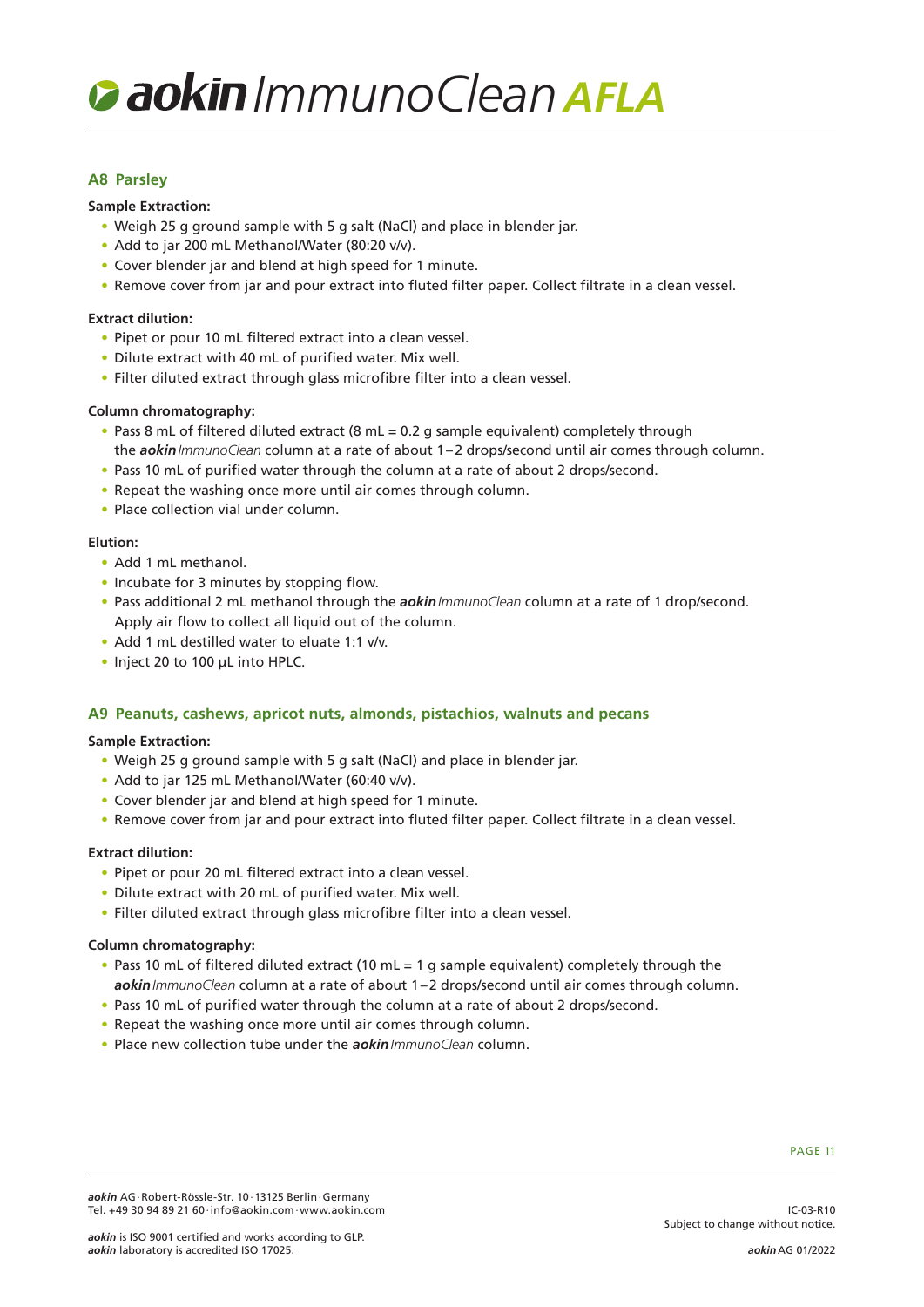## A8 Parsley

**Sample Extraction:**

- Weigh 25 g ground sample with 5 g salt (NaCl) and place in blender jar.
- Add to jar 200 mL Methanol/Water (80:20 v/v).
- Cover blender jar and blend at high speed for 1 minute.
- Remove cover from jar and pour extract into fluted filter paper. Collect filtrate in a clean vessel.

**Extract dilution:**

- Pipet or pour 10 mL filtered extract into a clean vessel.
- Dilute extract with 40 mL of purified water. Mix well.
- Filter diluted extract through glass microfibre filter into a clean vessel.

**Column chromatography:**

- Pass 8 mL of filtered diluted extract (8 mL = 0.2 g sample equivalent) completely through the ***aokin*** *ImmunoClean* column at a rate of about 1–2 drops/second until air comes through column.
- Pass 10 mL of purified water through the column at a rate of about 2 drops/second.
- Repeat the washing once more until air comes through column.
- Place collection vial under column.

**Elution:**

- Add 1 mL methanol.
- Incubate for 3 minutes by stopping flow.
- Pass additional 2 mL methanol through the ***aokin*** *ImmunoClean* column at a rate of 1 drop/second. Apply air flow to collect all liquid out of the column.
- Add 1 mL destilled water to eluate 1:1 v/v.
- Inject 20 to 100 µL into HPLC.

## A9 Peanuts, cashews, apricot nuts, almonds, pistachios, walnuts and pecans

**Sample Extraction:**

- Weigh 25 g ground sample with 5 g salt (NaCl) and place in blender jar.
- Add to jar 125 mL Methanol/Water (60:40 v/v).
- Cover blender jar and blend at high speed for 1 minute.
- Remove cover from jar and pour extract into fluted filter paper. Collect filtrate in a clean vessel.

**Extract dilution:**

- Pipet or pour 20 mL filtered extract into a clean vessel.
- Dilute extract with 20 mL of purified water. Mix well.
- Filter diluted extract through glass microfibre filter into a clean vessel.

**Column chromatography:**

- Pass 10 mL of filtered diluted extract (10 mL = 1 g sample equivalent) completely through the ***aokin*** *ImmunoClean* column at a rate of about 1–2 drops/second until air comes through column.
- Pass 10 mL of purified water through the column at a rate of about 2 drops/second.
- Repeat the washing once more until air comes through column.
- Place new collection tube under the ***aokin*** *ImmunoClean* column.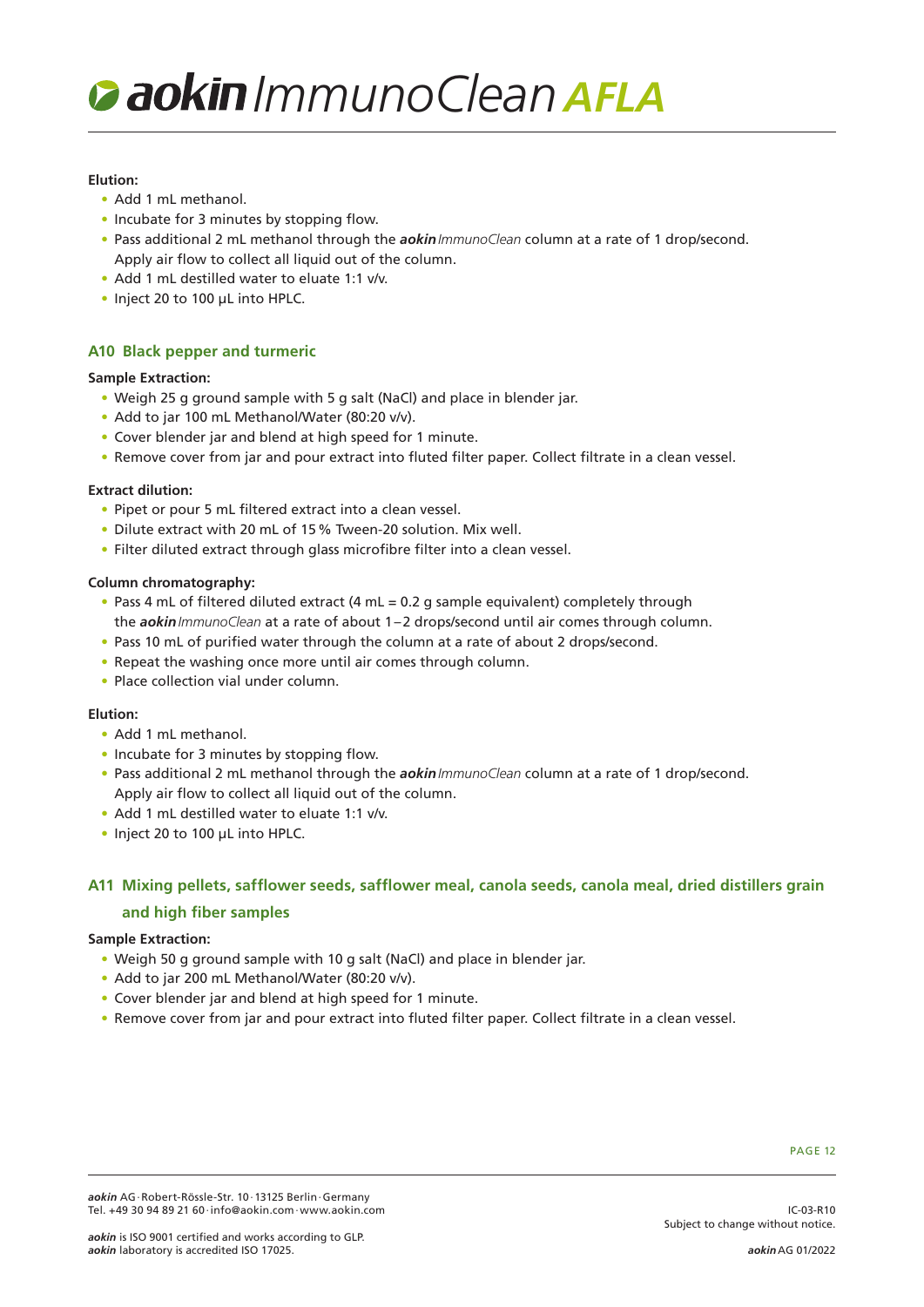**Elution:**

- Add 1 mL methanol.
- Incubate for 3 minutes by stopping flow.
- Pass additional 2 mL methanol through the ***aokin*** *ImmunoClean* column at a rate of 1 drop/second. Apply air flow to collect all liquid out of the column.
- Add 1 mL destilled water to eluate 1:1 v/v.
- Inject 20 to 100 µL into HPLC.

### A10 Black pepper and turmeric

**Sample Extraction:**

- Weigh 25 g ground sample with 5 g salt (NaCl) and place in blender jar.
- Add to jar 100 mL Methanol/Water (80:20 v/v).
- Cover blender jar and blend at high speed for 1 minute.
- Remove cover from jar and pour extract into fluted filter paper. Collect filtrate in a clean vessel.

**Extract dilution:**

- Pipet or pour 5 mL filtered extract into a clean vessel.
- Dilute extract with 20 mL of 15 % Tween-20 solution. Mix well.
- Filter diluted extract through glass microfibre filter into a clean vessel.

**Column chromatography:**

- Pass 4 mL of filtered diluted extract (4 mL = 0.2 g sample equivalent) completely through the ***aokin*** *ImmunoClean* at a rate of about 1–2 drops/second until air comes through column.
- Pass 10 mL of purified water through the column at a rate of about 2 drops/second.
- Repeat the washing once more until air comes through column.
- Place collection vial under column.

**Elution:**

- Add 1 mL methanol.
- Incubate for 3 minutes by stopping flow.
- Pass additional 2 mL methanol through the ***aokin*** *ImmunoClean* column at a rate of 1 drop/second. Apply air flow to collect all liquid out of the column.
- Add 1 mL destilled water to eluate 1:1 v/v.
- Inject 20 to 100 µL into HPLC.

### A11 Mixing pellets, safflower seeds, safflower meal, canola seeds, canola meal, dried distillers grain and high fiber samples

**Sample Extraction:**

- Weigh 50 g ground sample with 10 g salt (NaCl) and place in blender jar.
- Add to jar 200 mL Methanol/Water (80:20 v/v).
- Cover blender jar and blend at high speed for 1 minute.
- Remove cover from jar and pour extract into fluted filter paper. Collect filtrate in a clean vessel.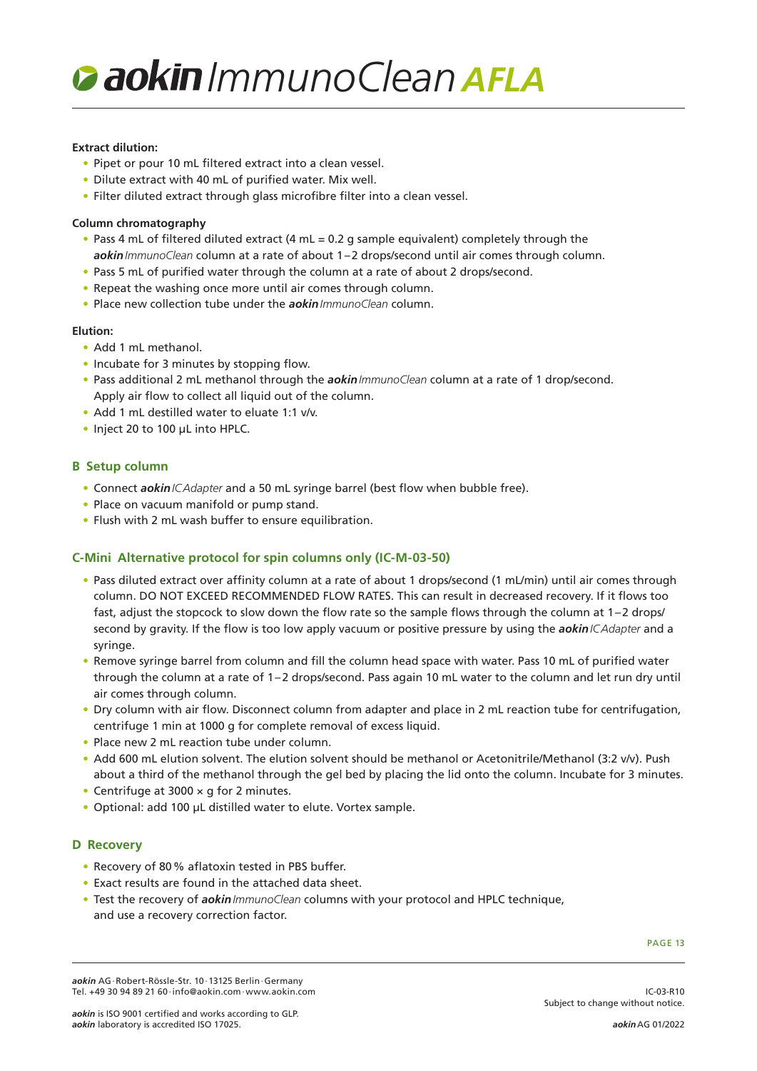**Extract dilution:**

- Pipet or pour 10 mL filtered extract into a clean vessel.
- Dilute extract with 40 mL of purified water. Mix well.
- Filter diluted extract through glass microfibre filter into a clean vessel.

**Column chromatography**

- Pass 4 mL of filtered diluted extract (4 mL = 0.2 g sample equivalent) completely through the ***aokin*** *ImmunoClean* column at a rate of about 1–2 drops/second until air comes through column.
- Pass 5 mL of purified water through the column at a rate of about 2 drops/second.
- Repeat the washing once more until air comes through column.
- Place new collection tube under the ***aokin*** *ImmunoClean* column.

**Elution:**

- Add 1 mL methanol.
- Incubate for 3 minutes by stopping flow.
- Pass additional 2 mL methanol through the ***aokin*** *ImmunoClean* column at a rate of 1 drop/second. Apply air flow to collect all liquid out of the column.
- Add 1 mL destilled water to eluate 1:1 v/v.
- Inject 20 to 100 µL into HPLC.

## B Setup column

- Connect ***aokin*** *ICAdapter* and a 50 mL syringe barrel (best flow when bubble free).
- Place on vacuum manifold or pump stand.
- Flush with 2 mL wash buffer to ensure equilibration.

## C-Mini Alternative protocol for spin columns only (IC-M-03-50)

- Pass diluted extract over affinity column at a rate of about 1 drops/second (1 mL/min) until air comes through column. DO NOT EXCEED RECOMMENDED FLOW RATES. This can result in decreased recovery. If it flows too fast, adjust the stopcock to slow down the flow rate so the sample flows through the column at 1–2 drops/second by gravity. If the flow is too low apply vacuum or positive pressure by using the ***aokin*** *ICAdapter* and a syringe.
- Remove syringe barrel from column and fill the column head space with water. Pass 10 mL of purified water through the column at a rate of 1–2 drops/second. Pass again 10 mL water to the column and let run dry until air comes through column.
- Dry column with air flow. Disconnect column from adapter and place in 2 mL reaction tube for centrifugation, centrifuge 1 min at 1000 g for complete removal of excess liquid.
- Place new 2 mL reaction tube under column.
- Add 600 mL elution solvent. The elution solvent should be methanol or Acetonitrile/Methanol (3:2 v/v). Push about a third of the methanol through the gel bed by placing the lid onto the column. Incubate for 3 minutes.
- Centrifuge at 3000 × g for 2 minutes.
- Optional: add 100 µL distilled water to elute. Vortex sample.

## D Recovery

- Recovery of 80 % aflatoxin tested in PBS buffer.
- Exact results are found in the attached data sheet.
- Test the recovery of ***aokin*** *ImmunoClean* columns with your protocol and HPLC technique, and use a recovery correction factor.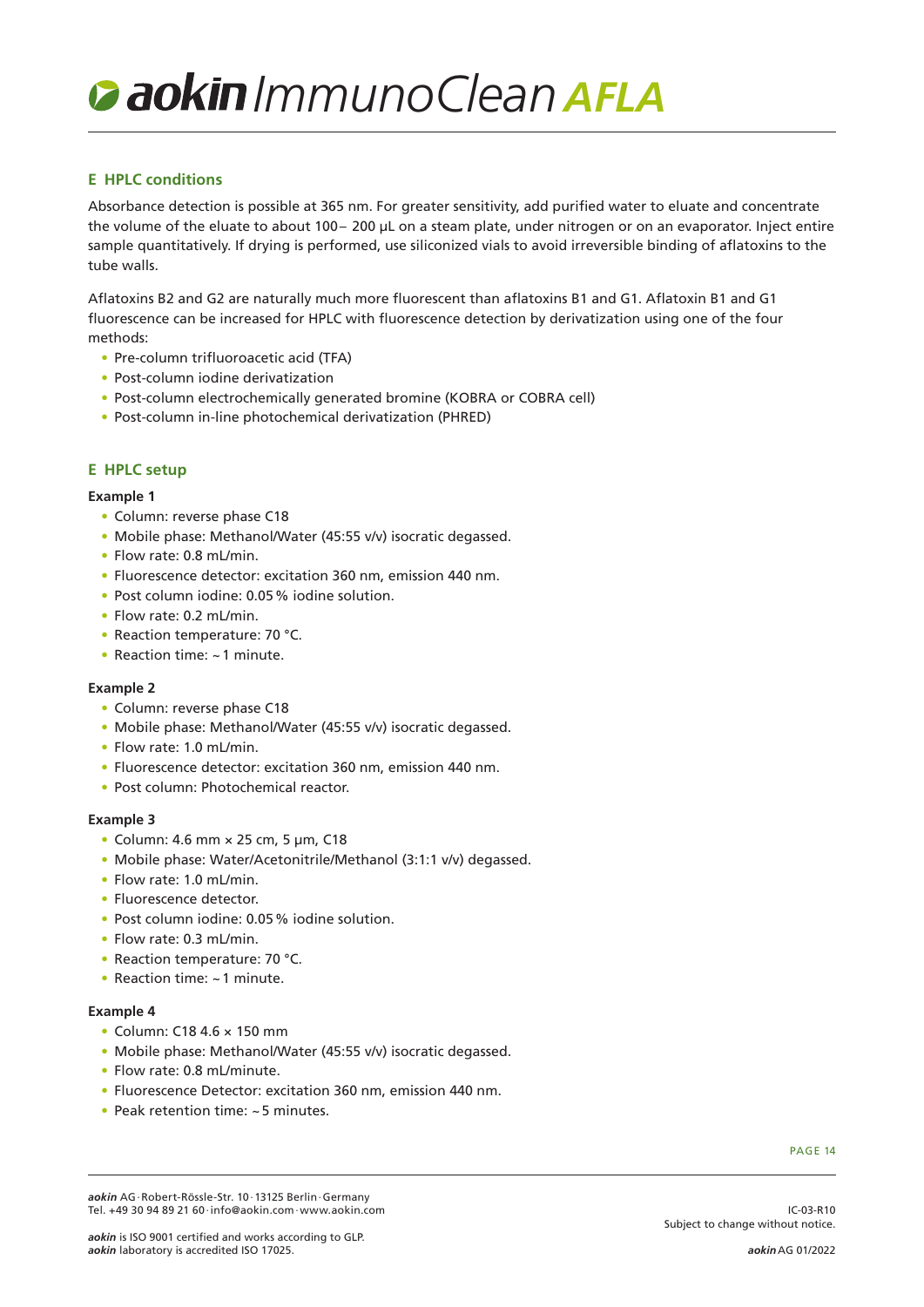## E HPLC conditions

Absorbance detection is possible at 365 nm. For greater sensitivity, add purified water to eluate and concentrate the volume of the eluate to about 100– 200 µL on a steam plate, under nitrogen or on an evaporator. Inject entire sample quantitatively. If drying is performed, use siliconized vials to avoid irreversible binding of aflatoxins to the tube walls.

Aflatoxins B2 and G2 are naturally much more fluorescent than aflatoxins B1 and G1. Aflatoxin B1 and G1 fluorescence can be increased for HPLC with fluorescence detection by derivatization using one of the four methods:

- Pre-column trifluoroacetic acid (TFA)
- Post-column iodine derivatization
- Post-column electrochemically generated bromine (KOBRA or COBRA cell)
- Post-column in-line photochemical derivatization (PHRED)

## E HPLC setup

**Example 1**

- Column: reverse phase C18
- Mobile phase: Methanol/Water (45:55 v/v) isocratic degassed.
- Flow rate: 0.8 mL/min.
- Fluorescence detector: excitation 360 nm, emission 440 nm.
- Post column iodine: 0.05 % iodine solution.
- Flow rate: 0.2 mL/min.
- Reaction temperature: 70 °C.
- Reaction time: ~ 1 minute.

**Example 2**

- Column: reverse phase C18
- Mobile phase: Methanol/Water (45:55 v/v) isocratic degassed.
- Flow rate: 1.0 mL/min.
- Fluorescence detector: excitation 360 nm, emission 440 nm.
- Post column: Photochemical reactor.

**Example 3**

- Column: 4.6 mm × 25 cm, 5 µm, C18
- Mobile phase: Water/Acetonitrile/Methanol (3:1:1 v/v) degassed.
- Flow rate: 1.0 mL/min.
- Fluorescence detector.
- Post column iodine: 0.05 % iodine solution.
- Flow rate: 0.3 mL/min.
- Reaction temperature: 70 °C.
- Reaction time: ~ 1 minute.

**Example 4**

- Column: C18 4.6 × 150 mm
- Mobile phase: Methanol/Water (45:55 v/v) isocratic degassed.
- Flow rate: 0.8 mL/minute.
- Fluorescence Detector: excitation 360 nm, emission 440 nm.
- Peak retention time: ~ 5 minutes.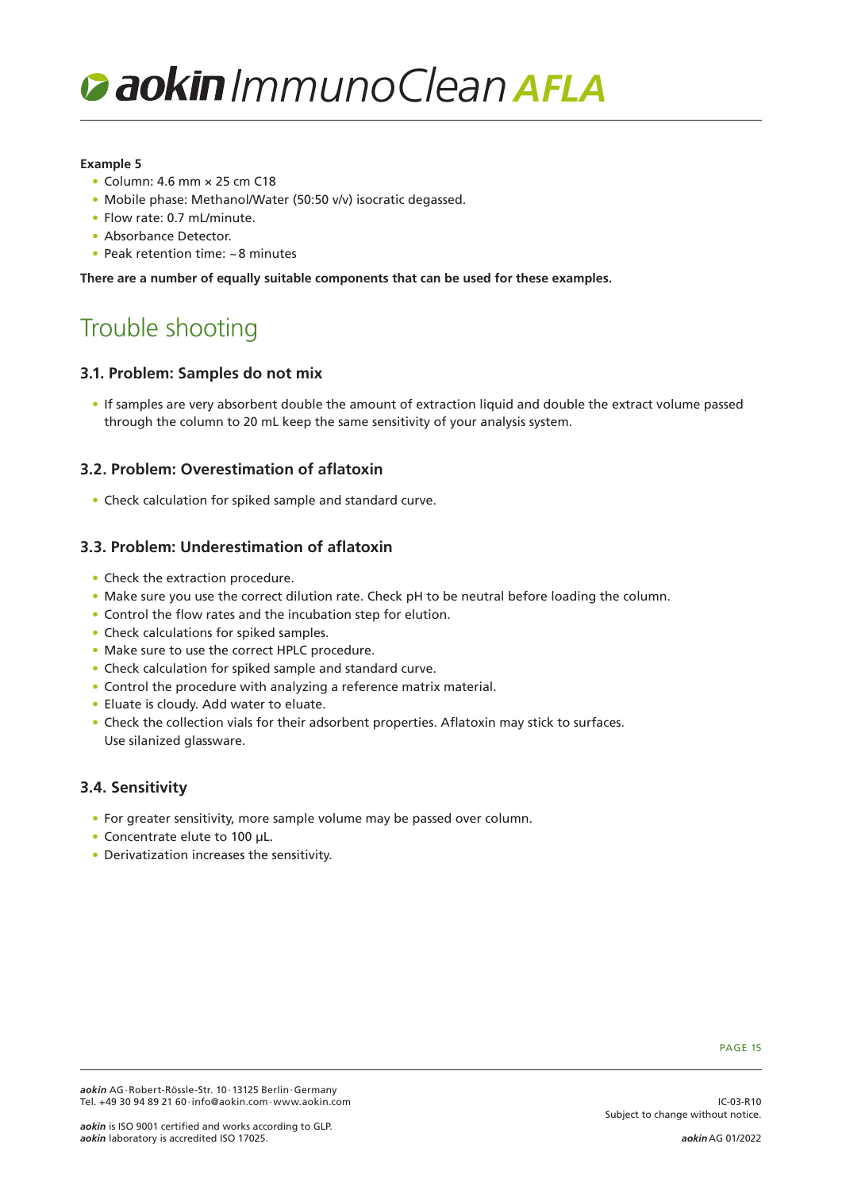**Example 5**

- Column: 4.6 mm × 25 cm C18
- Mobile phase: Methanol/Water (50:50 v/v) isocratic degassed.
- Flow rate: 0.7 mL/minute.
- Absorbance Detector.
- Peak retention time: ~8 minutes

**There are a number of equally suitable components that can be used for these examples.**

# Trouble shooting

### 3.1. Problem: Samples do not mix

- If samples are very absorbent double the amount of extraction liquid and double the extract volume passed through the column to 20 mL keep the same sensitivity of your analysis system.

### 3.2. Problem: Overestimation of aflatoxin

- Check calculation for spiked sample and standard curve.

### 3.3. Problem: Underestimation of aflatoxin

- Check the extraction procedure.
- Make sure you use the correct dilution rate. Check pH to be neutral before loading the column.
- Control the flow rates and the incubation step for elution.
- Check calculations for spiked samples.
- Make sure to use the correct HPLC procedure.
- Check calculation for spiked sample and standard curve.
- Control the procedure with analyzing a reference matrix material.
- Eluate is cloudy. Add water to eluate.
- Check the collection vials for their adsorbent properties. Aflatoxin may stick to surfaces. Use silanized glassware.

### 3.4. Sensitivity

- For greater sensitivity, more sample volume may be passed over column.
- Concentrate elute to 100 μL.
- Derivatization increases the sensitivity.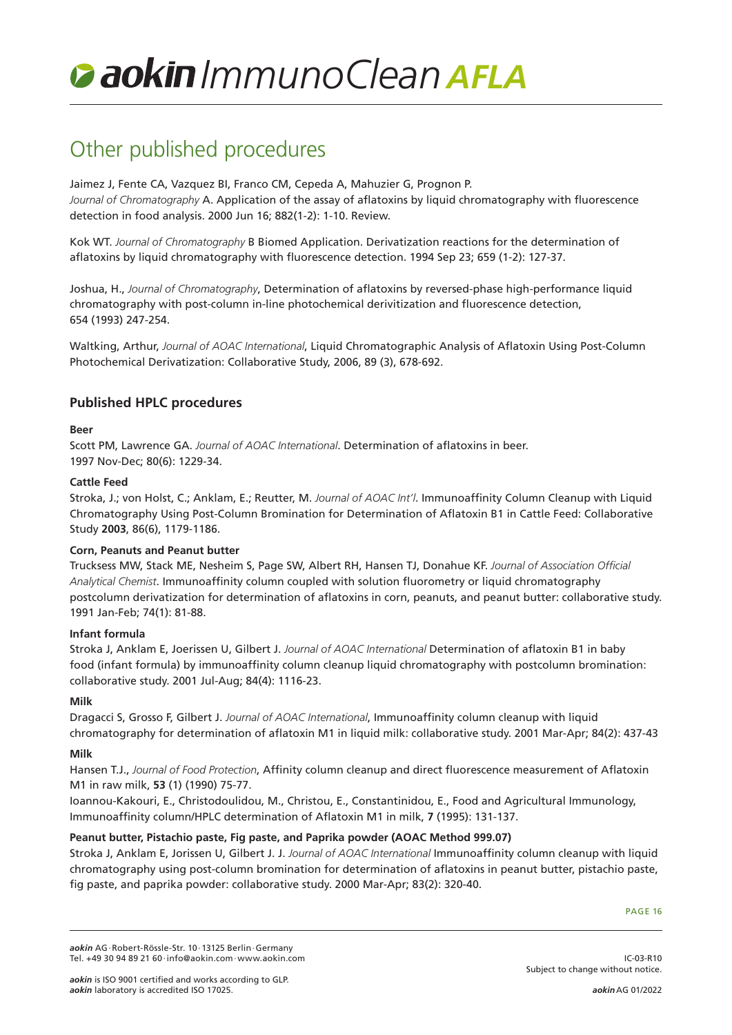# Other published procedures

Jaimez J, Fente CA, Vazquez BI, Franco CM, Cepeda A, Mahuzier G, Prognon P.
*Journal of Chromatography* A. Application of the assay of aflatoxins by liquid chromatography with fluorescence detection in food analysis. 2000 Jun 16; 882(1-2): 1-10. Review.

Kok WT. *Journal of Chromatography* B Biomed Application. Derivatization reactions for the determination of aflatoxins by liquid chromatography with fluorescence detection. 1994 Sep 23; 659 (1-2): 127-37.

Joshua, H., *Journal of Chromatography*, Determination of aflatoxins by reversed-phase high-performance liquid chromatography with post-column in-line photochemical derivitization and fluorescence detection, 654 (1993) 247-254.

Waltking, Arthur, *Journal of AOAC International*, Liquid Chromatographic Analysis of Aflatoxin Using Post-Column Photochemical Derivatization: Collaborative Study, 2006, 89 (3), 678-692.

## Published HPLC procedures

**Beer**

Scott PM, Lawrence GA. *Journal of AOAC International*. Determination of aflatoxins in beer. 1997 Nov-Dec; 80(6): 1229-34.

**Cattle Feed**

Stroka, J.; von Holst, C.; Anklam, E.; Reutter, M. *Journal of AOAC Int'l*. Immunoaffinity Column Cleanup with Liquid Chromatography Using Post-Column Bromination for Determination of Aflatoxin B1 in Cattle Feed: Collaborative Study **2003**, 86(6), 1179-1186.

**Corn, Peanuts and Peanut butter**

Trucksess MW, Stack ME, Nesheim S, Page SW, Albert RH, Hansen TJ, Donahue KF. *Journal of Association Official Analytical Chemist*. Immunoaffinity column coupled with solution fluorometry or liquid chromatography postcolumn derivatization for determination of aflatoxins in corn, peanuts, and peanut butter: collaborative study. 1991 Jan-Feb; 74(1): 81-88.

**Infant formula**

Stroka J, Anklam E, Joerissen U, Gilbert J. *Journal of AOAC International* Determination of aflatoxin B1 in baby food (infant formula) by immunoaffinity column cleanup liquid chromatography with postcolumn bromination: collaborative study. 2001 Jul-Aug; 84(4): 1116-23.

**Milk**

Dragacci S, Grosso F, Gilbert J. *Journal of AOAC International*, Immunoaffinity column cleanup with liquid chromatography for determination of aflatoxin M1 in liquid milk: collaborative study. 2001 Mar-Apr; 84(2): 437-43

**Milk**

Hansen T.J., *Journal of Food Protection*, Affinity column cleanup and direct fluorescence measurement of Aflatoxin M1 in raw milk, **53** (1) (1990) 75-77.

Ioannou-Kakouri, E., Christodoulidou, M., Christou, E., Constantinidou, E., Food and Agricultural Immunology, Immunoaffinity column/HPLC determination of Aflatoxin M1 in milk, **7** (1995): 131-137.

**Peanut butter, Pistachio paste, Fig paste, and Paprika powder (AOAC Method 999.07)**

Stroka J, Anklam E, Jorissen U, Gilbert J. J. *Journal of AOAC International* Immunoaffinity column cleanup with liquid chromatography using post-column bromination for determination of aflatoxins in peanut butter, pistachio paste, fig paste, and paprika powder: collaborative study. 2000 Mar-Apr; 83(2): 320-40.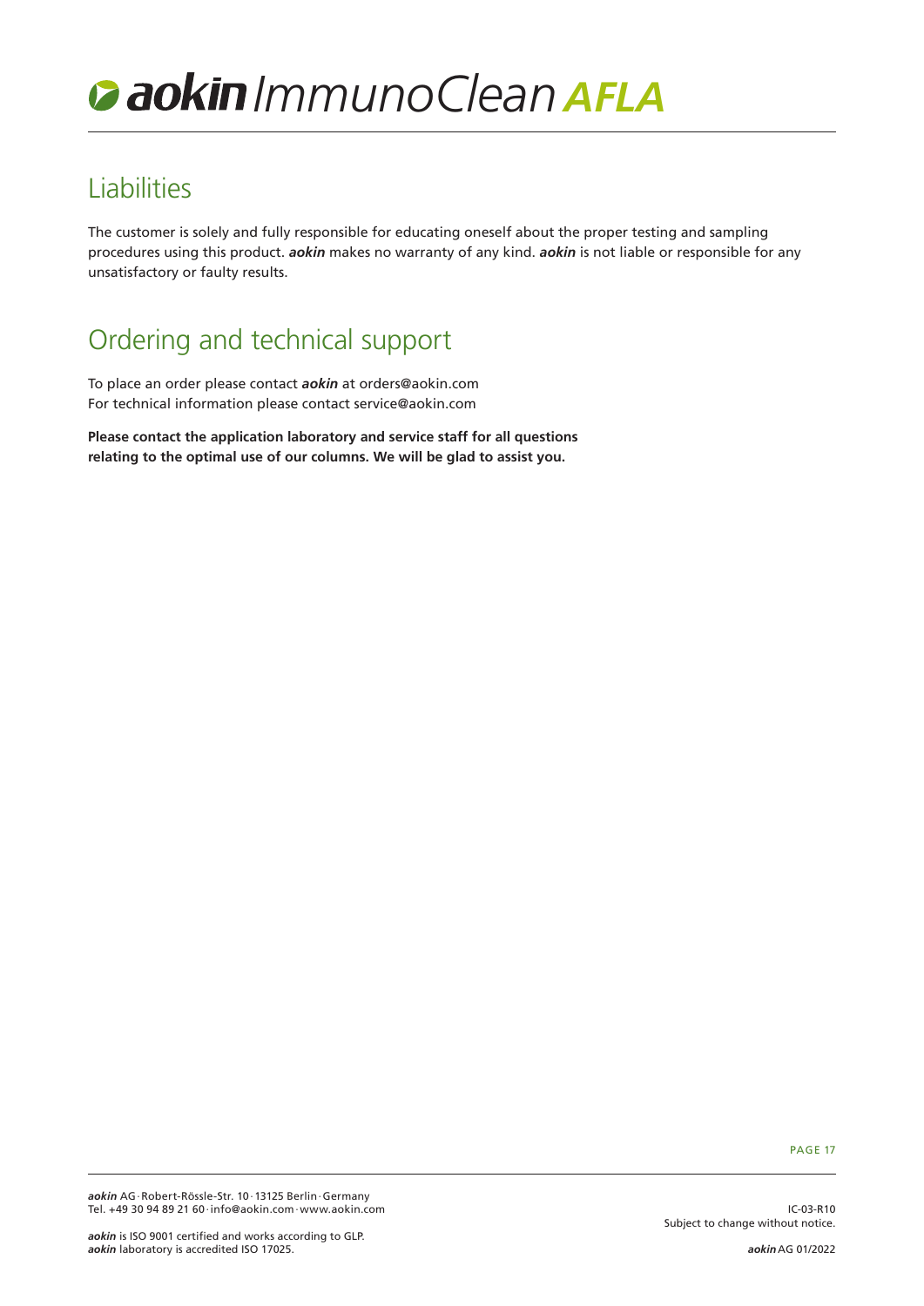## Liabilities

The customer is solely and fully responsible for educating oneself about the proper testing and sampling procedures using this product. ***aokin*** makes no warranty of any kind. ***aokin*** is not liable or responsible for any unsatisfactory or faulty results.

## Ordering and technical support

To place an order please contact ***aokin*** at orders@aokin.com
For technical information please contact service@aokin.com

**Please contact the application laboratory and service staff for all questions relating to the optimal use of our columns. We will be glad to assist you.**

***aokin*** AG · Robert-Rössle-Str. 10 · 13125 Berlin · Germany
Tel. +49 30 94 89 21 60 · info@aokin.com · www.aokin.com

***aokin*** is ISO 9001 certified and works according to GLP.
***aokin*** laboratory is accredited ISO 17025.

IC-03-R10
Subject to change without notice.

***aokin*** AG 01/2022